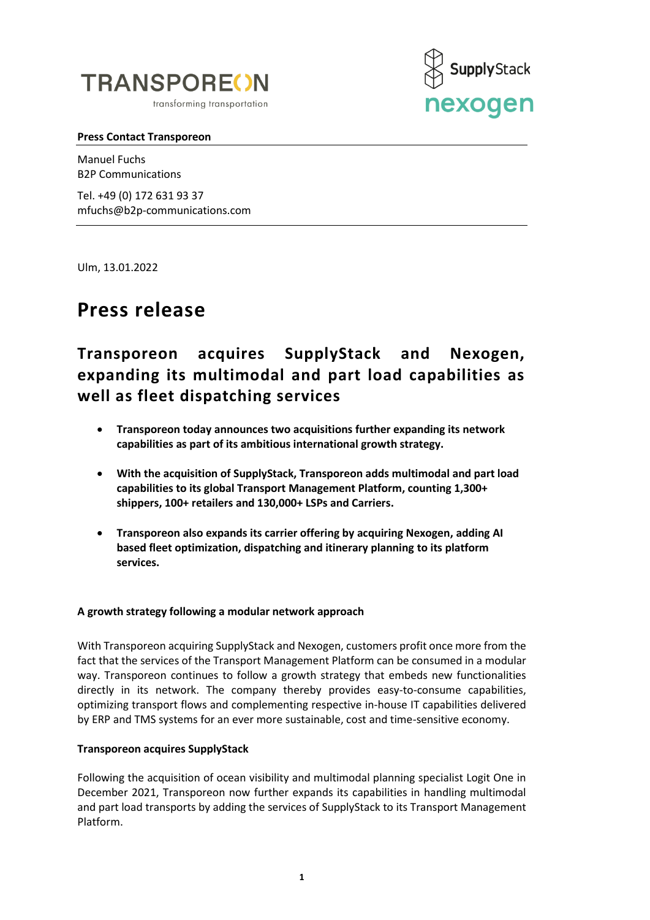TRANSPOREON
transforming transportation

SupplyStack
nexogen

**Press Contact Transporeon**

Manuel Fuchs
B2P Communications

Tel. +49 (0) 172 631 93 37
mfuchs@b2p-communications.com

Ulm, 13.01.2022

# Press release

## Transporeon acquires SupplyStack and Nexogen, expanding its multimodal and part load capabilities as well as fleet dispatching services

- **Transporeon today announces two acquisitions further expanding its network capabilities as part of its ambitious international growth strategy.**
- **With the acquisition of SupplyStack, Transporeon adds multimodal and part load capabilities to its global Transport Management Platform, counting 1,300+ shippers, 100+ retailers and 130,000+ LSPs and Carriers.**
- **Transporeon also expands its carrier offering by acquiring Nexogen, adding AI based fleet optimization, dispatching and itinerary planning to its platform services.**

**A growth strategy following a modular network approach**

With Transporeon acquiring SupplyStack and Nexogen, customers profit once more from the fact that the services of the Transport Management Platform can be consumed in a modular way. Transporeon continues to follow a growth strategy that embeds new functionalities directly in its network. The company thereby provides easy-to-consume capabilities, optimizing transport flows and complementing respective in-house IT capabilities delivered by ERP and TMS systems for an ever more sustainable, cost and time-sensitive economy.

**Transporeon acquires SupplyStack**

Following the acquisition of ocean visibility and multimodal planning specialist Logit One in December 2021, Transporeon now further expands its capabilities in handling multimodal and part load transports by adding the services of SupplyStack to its Transport Management Platform.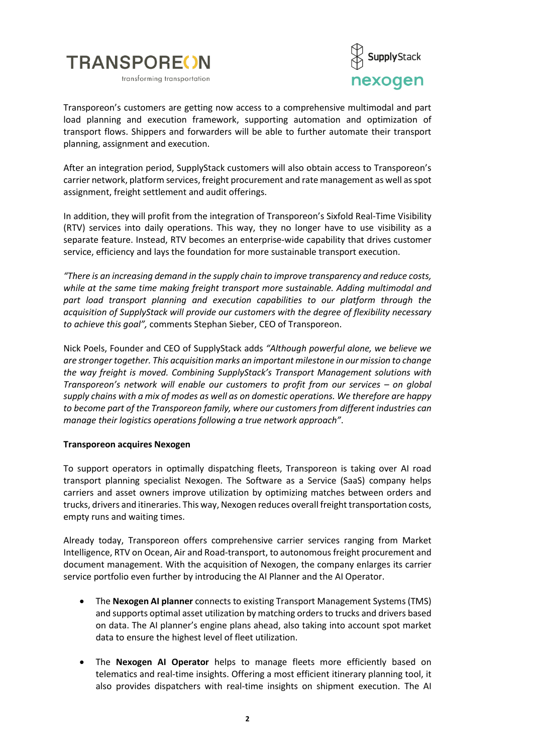Transporeon's customers are getting now access to a comprehensive multimodal and part load planning and execution framework, supporting automation and optimization of transport flows. Shippers and forwarders will be able to further automate their transport planning, assignment and execution.

After an integration period, SupplyStack customers will also obtain access to Transporeon's carrier network, platform services, freight procurement and rate management as well as spot assignment, freight settlement and audit offerings.

In addition, they will profit from the integration of Transporeon's Sixfold Real-Time Visibility (RTV) services into daily operations. This way, they no longer have to use visibility as a separate feature. Instead, RTV becomes an enterprise-wide capability that drives customer service, efficiency and lays the foundation for more sustainable transport execution.

*"There is an increasing demand in the supply chain to improve transparency and reduce costs, while at the same time making freight transport more sustainable. Adding multimodal and part load transport planning and execution capabilities to our platform through the acquisition of SupplyStack will provide our customers with the degree of flexibility necessary to achieve this goal",* comments Stephan Sieber, CEO of Transporeon.

Nick Poels, Founder and CEO of SupplyStack adds *"Although powerful alone, we believe we are stronger together. This acquisition marks an important milestone in our mission to change the way freight is moved. Combining SupplyStack's Transport Management solutions with Transporeon's network will enable our customers to profit from our services – on global supply chains with a mix of modes as well as on domestic operations. We therefore are happy to become part of the Transporeon family, where our customers from different industries can manage their logistics operations following a true network approach"*.

**Transporeon acquires Nexogen**

To support operators in optimally dispatching fleets, Transporeon is taking over AI road transport planning specialist Nexogen. The Software as a Service (SaaS) company helps carriers and asset owners improve utilization by optimizing matches between orders and trucks, drivers and itineraries. This way, Nexogen reduces overall freight transportation costs, empty runs and waiting times.

Already today, Transporeon offers comprehensive carrier services ranging from Market Intelligence, RTV on Ocean, Air and Road-transport, to autonomous freight procurement and document management. With the acquisition of Nexogen, the company enlarges its carrier service portfolio even further by introducing the AI Planner and the AI Operator.

- The **Nexogen AI planner** connects to existing Transport Management Systems (TMS) and supports optimal asset utilization by matching orders to trucks and drivers based on data. The AI planner's engine plans ahead, also taking into account spot market data to ensure the highest level of fleet utilization.
- The **Nexogen AI Operator** helps to manage fleets more efficiently based on telematics and real-time insights. Offering a most efficient itinerary planning tool, it also provides dispatchers with real-time insights on shipment execution. The AI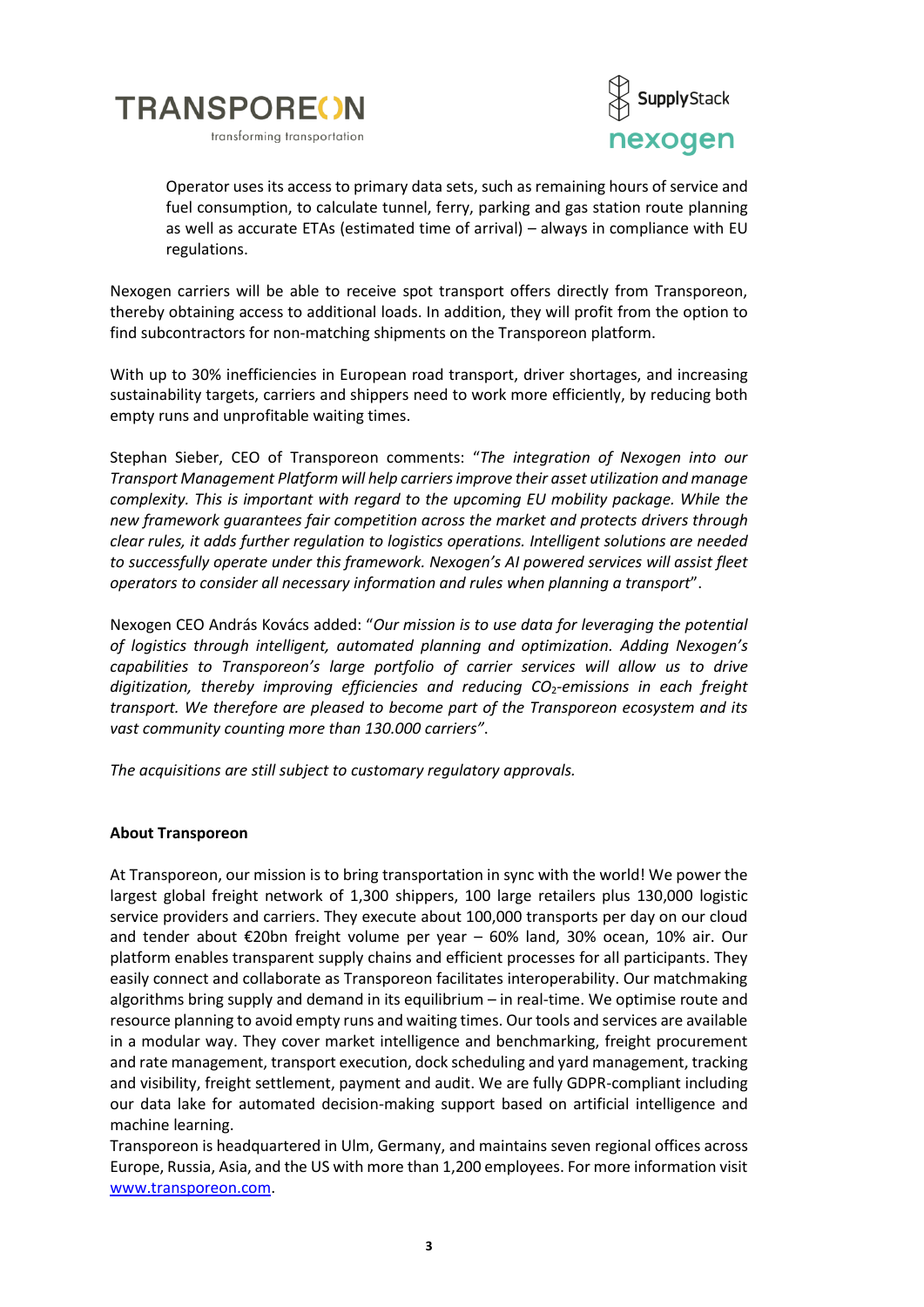Operator uses its access to primary data sets, such as remaining hours of service and fuel consumption, to calculate tunnel, ferry, parking and gas station route planning as well as accurate ETAs (estimated time of arrival) – always in compliance with EU regulations.

Nexogen carriers will be able to receive spot transport offers directly from Transporeon, thereby obtaining access to additional loads. In addition, they will profit from the option to find subcontractors for non-matching shipments on the Transporeon platform.

With up to 30% inefficiencies in European road transport, driver shortages, and increasing sustainability targets, carriers and shippers need to work more efficiently, by reducing both empty runs and unprofitable waiting times.

Stephan Sieber, CEO of Transporeon comments: "*The integration of Nexogen into our Transport Management Platform will help carriers improve their asset utilization and manage complexity. This is important with regard to the upcoming EU mobility package. While the new framework guarantees fair competition across the market and protects drivers through clear rules, it adds further regulation to logistics operations. Intelligent solutions are needed to successfully operate under this framework. Nexogen's AI powered services will assist fleet operators to consider all necessary information and rules when planning a transport*".

Nexogen CEO András Kovács added: "*Our mission is to use data for leveraging the potential of logistics through intelligent, automated planning and optimization. Adding Nexogen's capabilities to Transporeon's large portfolio of carrier services will allow us to drive digitization, thereby improving efficiencies and reducing $CO_2$-emissions in each freight transport. We therefore are pleased to become part of the Transporeon ecosystem and its vast community counting more than 130.000 carriers".*

*The acquisitions are still subject to customary regulatory approvals.*

**About Transporeon**

At Transporeon, our mission is to bring transportation in sync with the world! We power the largest global freight network of 1,300 shippers, 100 large retailers plus 130,000 logistic service providers and carriers. They execute about 100,000 transports per day on our cloud and tender about €20bn freight volume per year – 60% land, 30% ocean, 10% air. Our platform enables transparent supply chains and efficient processes for all participants. They easily connect and collaborate as Transporeon facilitates interoperability. Our matchmaking algorithms bring supply and demand in its equilibrium – in real-time. We optimise route and resource planning to avoid empty runs and waiting times. Our tools and services are available in a modular way. They cover market intelligence and benchmarking, freight procurement and rate management, transport execution, dock scheduling and yard management, tracking and visibility, freight settlement, payment and audit. We are fully GDPR-compliant including our data lake for automated decision-making support based on artificial intelligence and machine learning.
Transporeon is headquartered in Ulm, Germany, and maintains seven regional offices across Europe, Russia, Asia, and the US with more than 1,200 employees. For more information visit [www.transporeon.com](www.transporeon.com).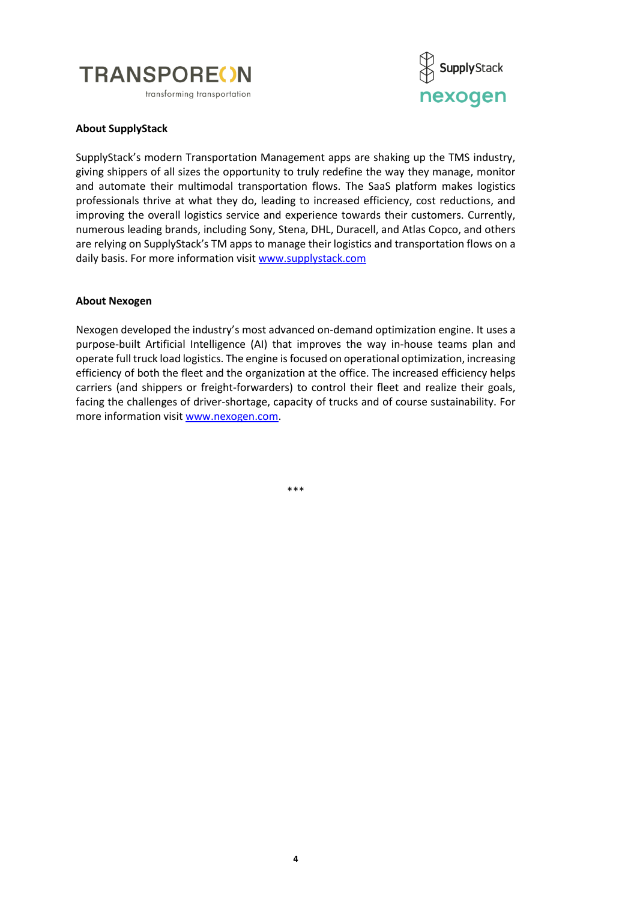**About SupplyStack**

SupplyStack's modern Transportation Management apps are shaking up the TMS industry, giving shippers of all sizes the opportunity to truly redefine the way they manage, monitor and automate their multimodal transportation flows. The SaaS platform makes logistics professionals thrive at what they do, leading to increased efficiency, cost reductions, and improving the overall logistics service and experience towards their customers. Currently, numerous leading brands, including Sony, Stena, DHL, Duracell, and Atlas Copco, and others are relying on SupplyStack's TM apps to manage their logistics and transportation flows on a daily basis. For more information visit www.supplystack.com

**About Nexogen**

Nexogen developed the industry's most advanced on-demand optimization engine. It uses a purpose-built Artificial Intelligence (AI) that improves the way in-house teams plan and operate full truck load logistics. The engine is focused on operational optimization, increasing efficiency of both the fleet and the organization at the office. The increased efficiency helps carriers (and shippers or freight-forwarders) to control their fleet and realize their goals, facing the challenges of driver-shortage, capacity of trucks and of course sustainability. For more information visit www.nexogen.com.

***